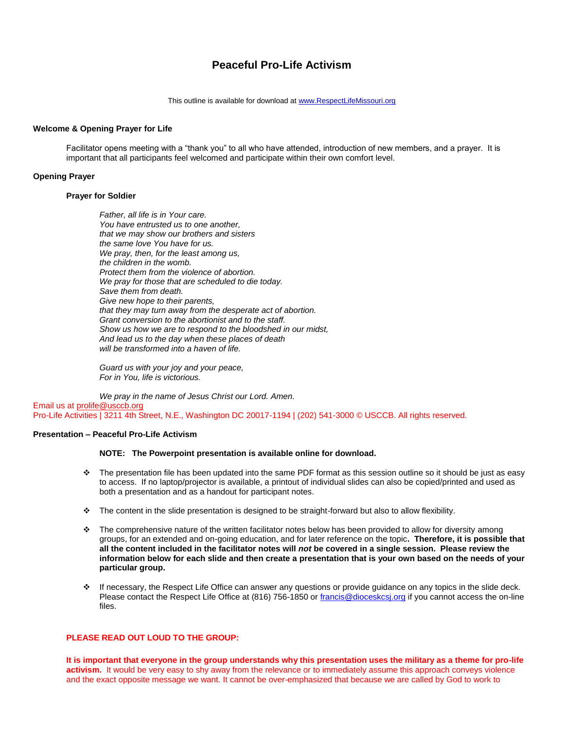# Peaceful Pro-Life Activism

This outline is available for download at [www.RespectLifeMissouri.org](http://www.RespectLifeMissouri.org)

**Welcome & Opening Prayer for Life**

Facilitator opens meeting with a "thank you" to all who have attended, introduction of new members, and a prayer. It is important that all participants feel welcomed and participate within their own comfort level.

**Opening Prayer**

**Prayer for Soldier**

*Father, all life is in Your care.*
*You have entrusted us to one another,*
*that we may show our brothers and sisters*
*the same love You have for us.*
*We pray, then, for the least among us,*
*the children in the womb.*
*Protect them from the violence of abortion.*
*We pray for those that are scheduled to die today.*
*Save them from death.*
*Give new hope to their parents,*
*that they may turn away from the desperate act of abortion.*
*Grant conversion to the abortionist and to the staff.*
*Show us how we are to respond to the bloodshed in our midst,*
*And lead us to the day when these places of death*
*will be transformed into a haven of life.*

*Guard us with your joy and your peace,*
*For in You, life is victorious.*

*We pray in the name of Jesus Christ our Lord. Amen.*

Email us at [prolife@usccb.org](mailto:prolife@usccb.org)
Pro-Life Activities | 3211 4th Street, N.E., Washington DC 20017-1194 | (202) 541-3000 © USCCB. All rights reserved.

**Presentation – Peaceful Pro-Life Activism**

**NOTE: The Powerpoint presentation is available online for download.**

- The presentation file has been updated into the same PDF format as this session outline so it should be just as easy to access. If no laptop/projector is available, a printout of individual slides can also be copied/printed and used as both a presentation and as a handout for participant notes.

- The content in the slide presentation is designed to be straight-forward but also to allow flexibility.

- The comprehensive nature of the written facilitator notes below has been provided to allow for diversity among groups, for an extended and on-going education, and for later reference on the topic**. Therefore, it is possible that all the content included in the facilitator notes will *not* be covered in a single session. Please review the information below for each slide and then create a presentation that is your own based on the needs of your particular group.**

- If necessary, the Respect Life Office can answer any questions or provide guidance on any topics in the slide deck. Please contact the Respect Life Office at (816) 756-1850 or [francis@dioceskcsj.org](mailto:francis@dioceskcsj.org) if you cannot access the on-line files.

**PLEASE READ OUT LOUD TO THE GROUP:**

**It is important that everyone in the group understands why this presentation uses the military as a theme for pro-life activism.** It would be very easy to shy away from the relevance or to immediately assume this approach conveys violence and the exact opposite message we want. It cannot be over-emphasized that because we are called by God to work to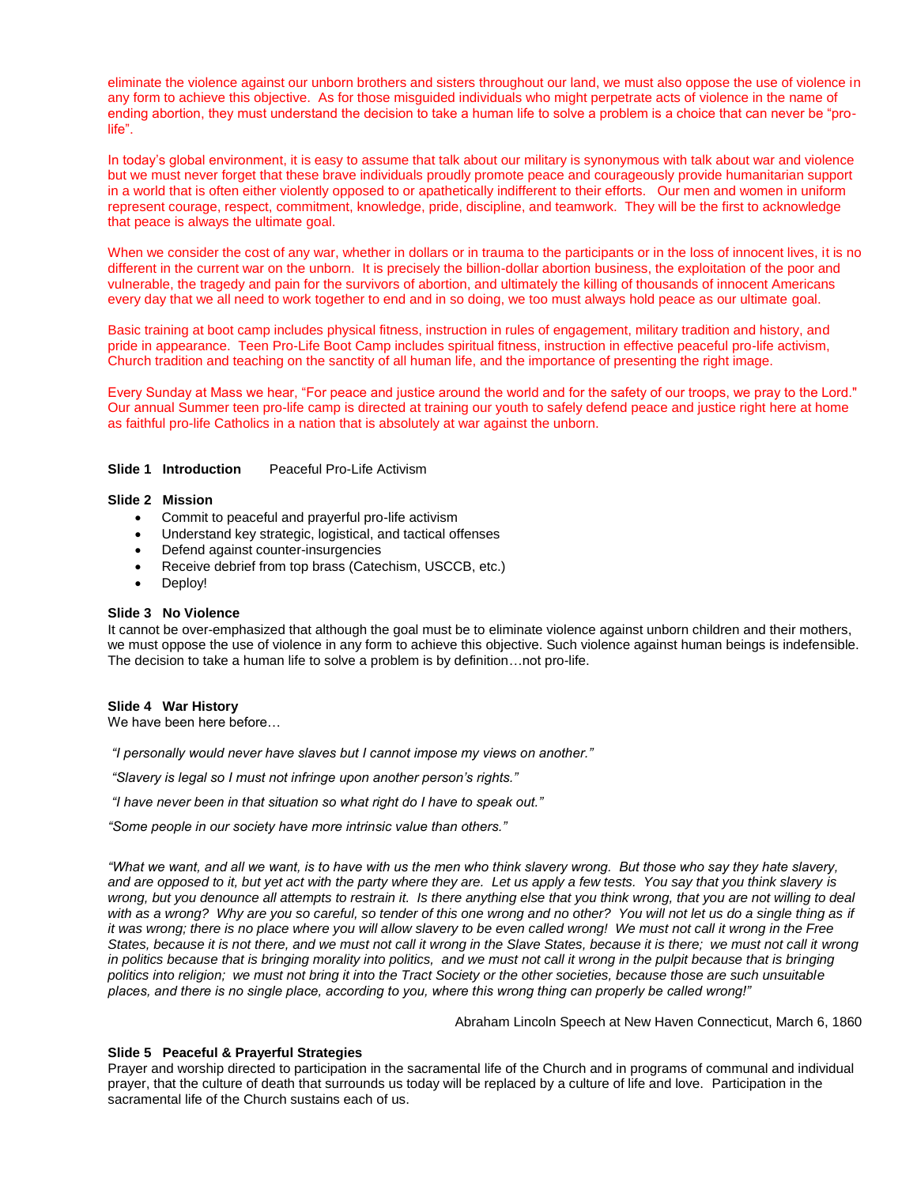eliminate the violence against our unborn brothers and sisters throughout our land, we must also oppose the use of violence in any form to achieve this objective. As for those misguided individuals who might perpetrate acts of violence in the name of ending abortion, they must understand the decision to take a human life to solve a problem is a choice that can never be "pro-life".

In today's global environment, it is easy to assume that talk about our military is synonymous with talk about war and violence but we must never forget that these brave individuals proudly promote peace and courageously provide humanitarian support in a world that is often either violently opposed to or apathetically indifferent to their efforts. Our men and women in uniform represent courage, respect, commitment, knowledge, pride, discipline, and teamwork. They will be the first to acknowledge that peace is always the ultimate goal.

When we consider the cost of any war, whether in dollars or in trauma to the participants or in the loss of innocent lives, it is no different in the current war on the unborn. It is precisely the billion-dollar abortion business, the exploitation of the poor and vulnerable, the tragedy and pain for the survivors of abortion, and ultimately the killing of thousands of innocent Americans every day that we all need to work together to end and in so doing, we too must always hold peace as our ultimate goal.

Basic training at boot camp includes physical fitness, instruction in rules of engagement, military tradition and history, and pride in appearance. Teen Pro-Life Boot Camp includes spiritual fitness, instruction in effective peaceful pro-life activism, Church tradition and teaching on the sanctity of all human life, and the importance of presenting the right image.

Every Sunday at Mass we hear, "For peace and justice around the world and for the safety of our troops, we pray to the Lord." Our annual Summer teen pro-life camp is directed at training our youth to safely defend peace and justice right here at home as faithful pro-life Catholics in a nation that is absolutely at war against the unborn.

**Slide 1 Introduction** Peaceful Pro-Life Activism

**Slide 2 Mission**

- Commit to peaceful and prayerful pro-life activism
- Understand key strategic, logistical, and tactical offenses
- Defend against counter-insurgencies
- Receive debrief from top brass (Catechism, USCCB, etc.)
- Deploy!

**Slide 3 No Violence**

It cannot be over-emphasized that although the goal must be to eliminate violence against unborn children and their mothers, we must oppose the use of violence in any form to achieve this objective. Such violence against human beings is indefensible. The decision to take a human life to solve a problem is by definition…not pro-life.

**Slide 4 War History**

We have been here before…

*"I personally would never have slaves but I cannot impose my views on another."*

*"Slavery is legal so I must not infringe upon another person's rights."*

*"I have never been in that situation so what right do I have to speak out."*

*"Some people in our society have more intrinsic value than others."*

*"What we want, and all we want, is to have with us the men who think slavery wrong. But those who say they hate slavery, and are opposed to it, but yet act with the party where they are. Let us apply a few tests. You say that you think slavery is wrong, but you denounce all attempts to restrain it. Is there anything else that you think wrong, that you are not willing to deal with as a wrong? Why are you so careful, so tender of this one wrong and no other? You will not let us do a single thing as if it was wrong; there is no place where you will allow slavery to be even called wrong! We must not call it wrong in the Free States, because it is not there, and we must not call it wrong in the Slave States, because it is there; we must not call it wrong in politics because that is bringing morality into politics, and we must not call it wrong in the pulpit because that is bringing politics into religion; we must not bring it into the Tract Society or the other societies, because those are such unsuitable places, and there is no single place, according to you, where this wrong thing can properly be called wrong!"*

Abraham Lincoln Speech at New Haven Connecticut, March 6, 1860

**Slide 5 Peaceful & Prayerful Strategies**

Prayer and worship directed to participation in the sacramental life of the Church and in programs of communal and individual prayer, that the culture of death that surrounds us today will be replaced by a culture of life and love. Participation in the sacramental life of the Church sustains each of us.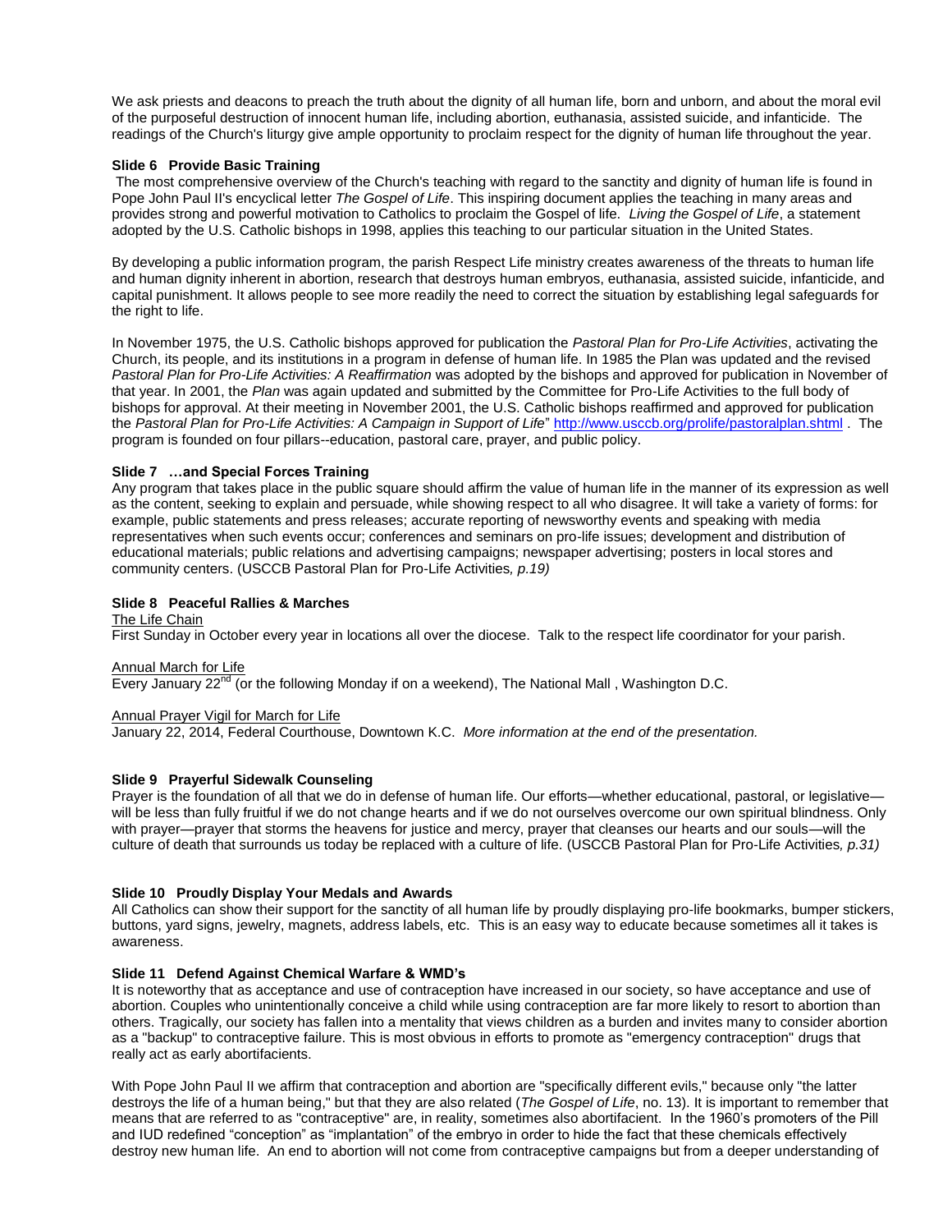We ask priests and deacons to preach the truth about the dignity of all human life, born and unborn, and about the moral evil of the purposeful destruction of innocent human life, including abortion, euthanasia, assisted suicide, and infanticide. The readings of the Church's liturgy give ample opportunity to proclaim respect for the dignity of human life throughout the year.

**Slide 6 Provide Basic Training**

The most comprehensive overview of the Church's teaching with regard to the sanctity and dignity of human life is found in Pope John Paul II's encyclical letter *The Gospel of Life*. This inspiring document applies the teaching in many areas and provides strong and powerful motivation to Catholics to proclaim the Gospel of life. *Living the Gospel of Life*, a statement adopted by the U.S. Catholic bishops in 1998, applies this teaching to our particular situation in the United States.

By developing a public information program, the parish Respect Life ministry creates awareness of the threats to human life and human dignity inherent in abortion, research that destroys human embryos, euthanasia, assisted suicide, infanticide, and capital punishment. It allows people to see more readily the need to correct the situation by establishing legal safeguards for the right to life.

In November 1975, the U.S. Catholic bishops approved for publication the *Pastoral Plan for Pro-Life Activities*, activating the Church, its people, and its institutions in a program in defense of human life. In 1985 the Plan was updated and the revised *Pastoral Plan for Pro-Life Activities: A Reaffirmation* was adopted by the bishops and approved for publication in November of that year. In 2001, the *Plan* was again updated and submitted by the Committee for Pro-Life Activities to the full body of bishops for approval. At their meeting in November 2001, the U.S. Catholic bishops reaffirmed and approved for publication the *Pastoral Plan for Pro-Life Activities: A Campaign in Support of Life*" http://www.usccb.org/prolife/pastoralplan.shtml . The program is founded on four pillars--education, pastoral care, prayer, and public policy.

**Slide 7 …and Special Forces Training**

Any program that takes place in the public square should affirm the value of human life in the manner of its expression as well as the content, seeking to explain and persuade, while showing respect to all who disagree. It will take a variety of forms: for example, public statements and press releases; accurate reporting of newsworthy events and speaking with media representatives when such events occur; conferences and seminars on pro-life issues; development and distribution of educational materials; public relations and advertising campaigns; newspaper advertising; posters in local stores and community centers. (USCCB Pastoral Plan for Pro-Life Activities*, p.19)*

**Slide 8 Peaceful Rallies & Marches**

<u>The Life Chain</u>
First Sunday in October every year in locations all over the diocese. Talk to the respect life coordinator for your parish.

<u>Annual March for Life</u>
Every January 22nd (or the following Monday if on a weekend), The National Mall , Washington D.C.

<u>Annual Prayer Vigil for March for Life</u>
January 22, 2014, Federal Courthouse, Downtown K.C. *More information at the end of the presentation.*

**Slide 9 Prayerful Sidewalk Counseling**

Prayer is the foundation of all that we do in defense of human life. Our efforts—whether educational, pastoral, or legislative—will be less than fully fruitful if we do not change hearts and if we do not ourselves overcome our own spiritual blindness. Only with prayer—prayer that storms the heavens for justice and mercy, prayer that cleanses our hearts and our souls—will the culture of death that surrounds us today be replaced with a culture of life. (USCCB Pastoral Plan for Pro-Life Activities*, p.31)*

**Slide 10 Proudly Display Your Medals and Awards**

All Catholics can show their support for the sanctity of all human life by proudly displaying pro-life bookmarks, bumper stickers, buttons, yard signs, jewelry, magnets, address labels, etc. This is an easy way to educate because sometimes all it takes is awareness.

**Slide 11 Defend Against Chemical Warfare & WMD's**

It is noteworthy that as acceptance and use of contraception have increased in our society, so have acceptance and use of abortion. Couples who unintentionally conceive a child while using contraception are far more likely to resort to abortion than others. Tragically, our society has fallen into a mentality that views children as a burden and invites many to consider abortion as a "backup" to contraceptive failure. This is most obvious in efforts to promote as "emergency contraception" drugs that really act as early abortifacients.

With Pope John Paul II we affirm that contraception and abortion are "specifically different evils," because only "the latter destroys the life of a human being," but that they are also related (*The Gospel of Life*, no. 13). It is important to remember that means that are referred to as "contraceptive" are, in reality, sometimes also abortifacient. In the 1960's promoters of the Pill and IUD redefined "conception" as "implantation" of the embryo in order to hide the fact that these chemicals effectively destroy new human life. An end to abortion will not come from contraceptive campaigns but from a deeper understanding of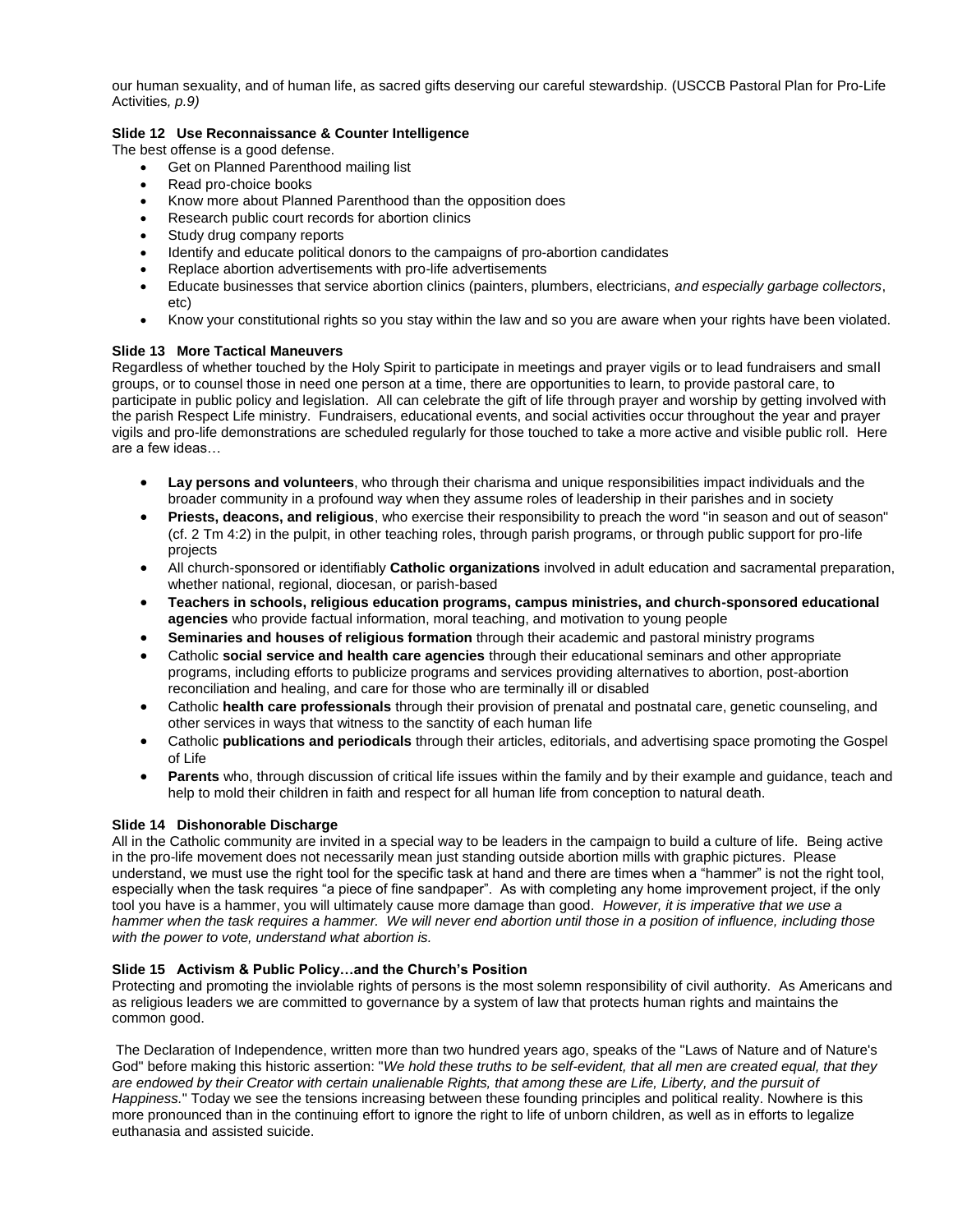our human sexuality, and of human life, as sacred gifts deserving our careful stewardship. (USCCB Pastoral Plan for Pro-Life Activities*, p.9)*

**Slide 12 Use Reconnaissance & Counter Intelligence**

The best offense is a good defense.

- Get on Planned Parenthood mailing list
- Read pro-choice books
- Know more about Planned Parenthood than the opposition does
- Research public court records for abortion clinics
- Study drug company reports
- Identify and educate political donors to the campaigns of pro-abortion candidates
- Replace abortion advertisements with pro-life advertisements
- Educate businesses that service abortion clinics (painters, plumbers, electricians, *and especially garbage collectors*, etc)
- Know your constitutional rights so you stay within the law and so you are aware when your rights have been violated.

**Slide 13 More Tactical Maneuvers**

Regardless of whether touched by the Holy Spirit to participate in meetings and prayer vigils or to lead fundraisers and small groups, or to counsel those in need one person at a time, there are opportunities to learn, to provide pastoral care, to participate in public policy and legislation. All can celebrate the gift of life through prayer and worship by getting involved with the parish Respect Life ministry. Fundraisers, educational events, and social activities occur throughout the year and prayer vigils and pro-life demonstrations are scheduled regularly for those touched to take a more active and visible public roll. Here are a few ideas…

- **Lay persons and volunteers**, who through their charisma and unique responsibilities impact individuals and the broader community in a profound way when they assume roles of leadership in their parishes and in society
- **Priests, deacons, and religious**, who exercise their responsibility to preach the word "in season and out of season" (cf. 2 Tm 4:2) in the pulpit, in other teaching roles, through parish programs, or through public support for pro-life projects
- All church-sponsored or identifiably **Catholic organizations** involved in adult education and sacramental preparation, whether national, regional, diocesan, or parish-based
- **Teachers in schools, religious education programs, campus ministries, and church-sponsored educational agencies** who provide factual information, moral teaching, and motivation to young people
- **Seminaries and houses of religious formation** through their academic and pastoral ministry programs
- Catholic **social service and health care agencies** through their educational seminars and other appropriate programs, including efforts to publicize programs and services providing alternatives to abortion, post-abortion reconciliation and healing, and care for those who are terminally ill or disabled
- Catholic **health care professionals** through their provision of prenatal and postnatal care, genetic counseling, and other services in ways that witness to the sanctity of each human life
- Catholic **publications and periodicals** through their articles, editorials, and advertising space promoting the Gospel of Life
- **Parents** who, through discussion of critical life issues within the family and by their example and guidance, teach and help to mold their children in faith and respect for all human life from conception to natural death.

**Slide 14 Dishonorable Discharge**

All in the Catholic community are invited in a special way to be leaders in the campaign to build a culture of life. Being active in the pro-life movement does not necessarily mean just standing outside abortion mills with graphic pictures. Please understand, we must use the right tool for the specific task at hand and there are times when a "hammer" is not the right tool, especially when the task requires "a piece of fine sandpaper". As with completing any home improvement project, if the only tool you have is a hammer, you will ultimately cause more damage than good. *However, it is imperative that we use a hammer when the task requires a hammer. We will never end abortion until those in a position of influence, including those with the power to vote, understand what abortion is.*

**Slide 15 Activism & Public Policy…and the Church's Position**

Protecting and promoting the inviolable rights of persons is the most solemn responsibility of civil authority. As Americans and as religious leaders we are committed to governance by a system of law that protects human rights and maintains the common good.

The Declaration of Independence, written more than two hundred years ago, speaks of the "Laws of Nature and of Nature's God" before making this historic assertion: "*We hold these truths to be self-evident, that all men are created equal, that they are endowed by their Creator with certain unalienable Rights, that among these are Life, Liberty, and the pursuit of Happiness.*" Today we see the tensions increasing between these founding principles and political reality. Nowhere is this more pronounced than in the continuing effort to ignore the right to life of unborn children, as well as in efforts to legalize euthanasia and assisted suicide.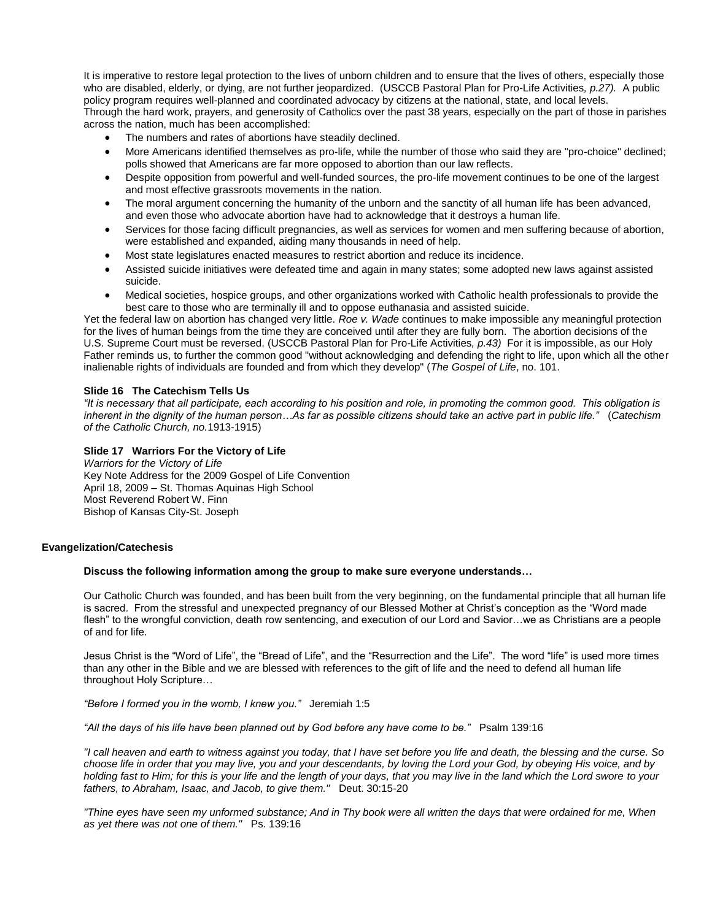It is imperative to restore legal protection to the lives of unborn children and to ensure that the lives of others, especially those who are disabled, elderly, or dying, are not further jeopardized. (USCCB Pastoral Plan for Pro-Life Activities*, p.27).* A public policy program requires well-planned and coordinated advocacy by citizens at the national, state, and local levels.
Through the hard work, prayers, and generosity of Catholics over the past 38 years, especially on the part of those in parishes across the nation, much has been accomplished:

- The numbers and rates of abortions have steadily declined.
- More Americans identified themselves as pro-life, while the number of those who said they are "pro-choice" declined; polls showed that Americans are far more opposed to abortion than our law reflects.
- Despite opposition from powerful and well-funded sources, the pro-life movement continues to be one of the largest and most effective grassroots movements in the nation.
- The moral argument concerning the humanity of the unborn and the sanctity of all human life has been advanced, and even those who advocate abortion have had to acknowledge that it destroys a human life.
- Services for those facing difficult pregnancies, as well as services for women and men suffering because of abortion, were established and expanded, aiding many thousands in need of help.
- Most state legislatures enacted measures to restrict abortion and reduce its incidence.
- Assisted suicide initiatives were defeated time and again in many states; some adopted new laws against assisted suicide.
- Medical societies, hospice groups, and other organizations worked with Catholic health professionals to provide the best care to those who are terminally ill and to oppose euthanasia and assisted suicide.

Yet the federal law on abortion has changed very little. *Roe v. Wade* continues to make impossible any meaningful protection for the lives of human beings from the time they are conceived until after they are fully born. The abortion decisions of the U.S. Supreme Court must be reversed. (USCCB Pastoral Plan for Pro-Life Activities*, p.43)* For it is impossible, as our Holy Father reminds us, to further the common good "without acknowledging and defending the right to life, upon which all the other inalienable rights of individuals are founded and from which they develop" (*The Gospel of Life*, no. 101.

**Slide 16 The Catechism Tells Us**

*"It is necessary that all participate, each according to his position and role, in promoting the common good. This obligation is inherent in the dignity of the human person…As far as possible citizens should take an active part in public life."* (*Catechism of the Catholic Church, no.*1913-1915)

**Slide 17 Warriors For the Victory of Life**

*Warriors for the Victory of Life*
Key Note Address for the 2009 Gospel of Life Convention
April 18, 2009 – St. Thomas Aquinas High School
Most Reverend Robert W. Finn
Bishop of Kansas City-St. Joseph

**Evangelization/Catechesis**

**Discuss the following information among the group to make sure everyone understands…**

Our Catholic Church was founded, and has been built from the very beginning, on the fundamental principle that all human life is sacred. From the stressful and unexpected pregnancy of our Blessed Mother at Christ's conception as the "Word made flesh" to the wrongful conviction, death row sentencing, and execution of our Lord and Savior…we as Christians are a people of and for life.

Jesus Christ is the "Word of Life", the "Bread of Life", and the "Resurrection and the Life". The word "life" is used more times than any other in the Bible and we are blessed with references to the gift of life and the need to defend all human life throughout Holy Scripture…

*"Before I formed you in the womb, I knew you."* Jeremiah 1:5

*"All the days of his life have been planned out by God before any have come to be."* Psalm 139:16

*"I call heaven and earth to witness against you today, that I have set before you life and death, the blessing and the curse. So choose life in order that you may live, you and your descendants, by loving the Lord your God, by obeying His voice, and by holding fast to Him; for this is your life and the length of your days, that you may live in the land which the Lord swore to your fathers, to Abraham, Isaac, and Jacob, to give them."* Deut. 30:15-20

*"Thine eyes have seen my unformed substance; And in Thy book were all written the days that were ordained for me, When as yet there was not one of them."* Ps. 139:16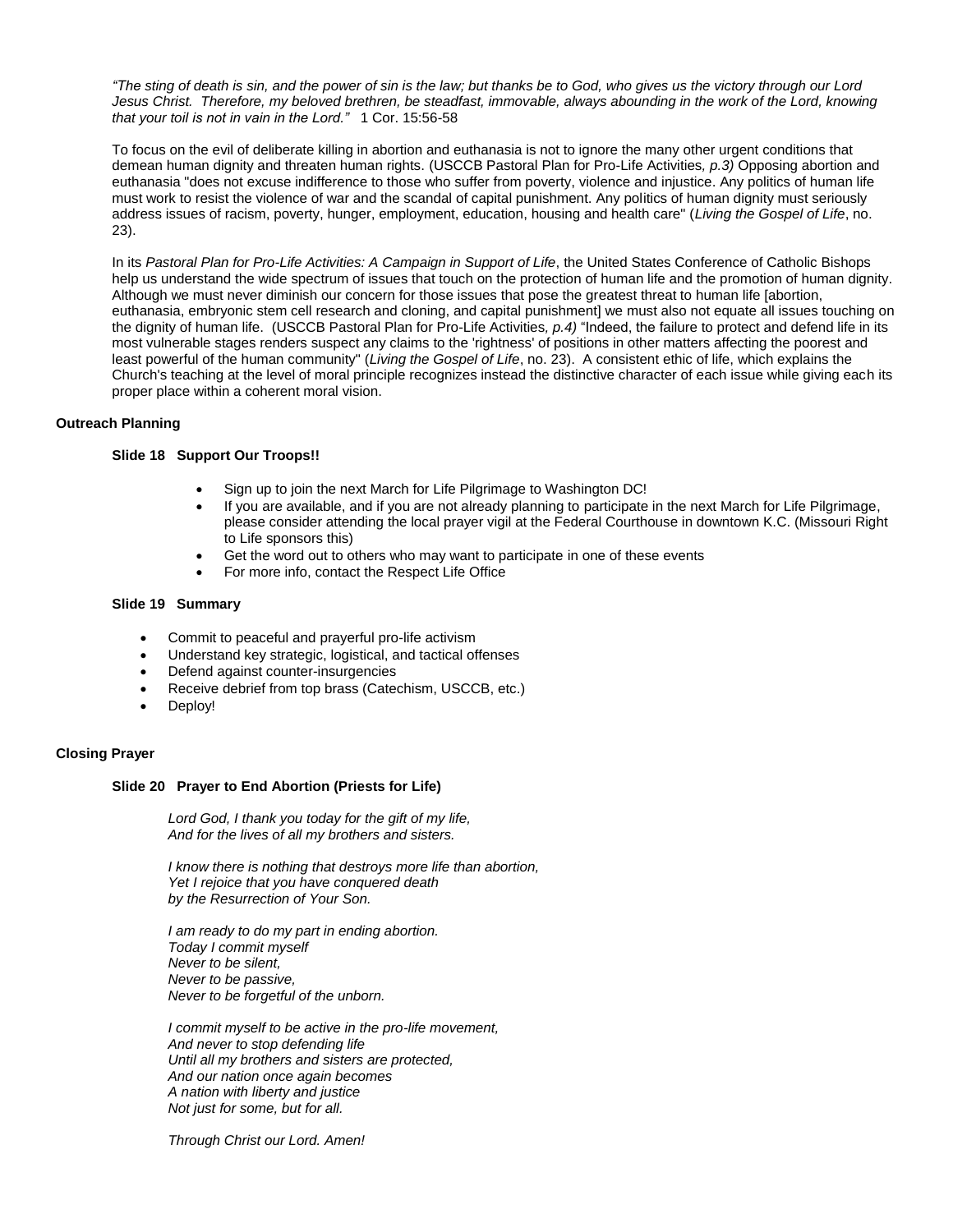*"The sting of death is sin, and the power of sin is the law; but thanks be to God, who gives us the victory through our Lord Jesus Christ. Therefore, my beloved brethren, be steadfast, immovable, always abounding in the work of the Lord, knowing that your toil is not in vain in the Lord."* 1 Cor. 15:56-58

To focus on the evil of deliberate killing in abortion and euthanasia is not to ignore the many other urgent conditions that demean human dignity and threaten human rights. (USCCB Pastoral Plan for Pro-Life Activities*, p.3)* Opposing abortion and euthanasia "does not excuse indifference to those who suffer from poverty, violence and injustice. Any politics of human life must work to resist the violence of war and the scandal of capital punishment. Any politics of human dignity must seriously address issues of racism, poverty, hunger, employment, education, housing and health care" (*Living the Gospel of Life*, no. 23).

In its *Pastoral Plan for Pro-Life Activities: A Campaign in Support of Life*, the United States Conference of Catholic Bishops help us understand the wide spectrum of issues that touch on the protection of human life and the promotion of human dignity. Although we must never diminish our concern for those issues that pose the greatest threat to human life [abortion, euthanasia, embryonic stem cell research and cloning, and capital punishment] we must also not equate all issues touching on the dignity of human life. (USCCB Pastoral Plan for Pro-Life Activities*, p.4)* "Indeed, the failure to protect and defend life in its most vulnerable stages renders suspect any claims to the 'rightness' of positions in other matters affecting the poorest and least powerful of the human community" (*Living the Gospel of Life*, no. 23). A consistent ethic of life, which explains the Church's teaching at the level of moral principle recognizes instead the distinctive character of each issue while giving each its proper place within a coherent moral vision.

**Outreach Planning**

**Slide 18 Support Our Troops!!**

- Sign up to join the next March for Life Pilgrimage to Washington DC!
- If you are available, and if you are not already planning to participate in the next March for Life Pilgrimage, please consider attending the local prayer vigil at the Federal Courthouse in downtown K.C. (Missouri Right to Life sponsors this)
- Get the word out to others who may want to participate in one of these events
- For more info, contact the Respect Life Office

**Slide 19 Summary**

- Commit to peaceful and prayerful pro-life activism
- Understand key strategic, logistical, and tactical offenses
- Defend against counter-insurgencies
- Receive debrief from top brass (Catechism, USCCB, etc.)
- Deploy!

**Closing Prayer**

**Slide 20 Prayer to End Abortion (Priests for Life)**

*Lord God, I thank you today for the gift of my life,*
*And for the lives of all my brothers and sisters.*

*I know there is nothing that destroys more life than abortion,*
*Yet I rejoice that you have conquered death*
*by the Resurrection of Your Son.*

*I am ready to do my part in ending abortion.*
*Today I commit myself*
*Never to be silent,*
*Never to be passive,*
*Never to be forgetful of the unborn.*

*I commit myself to be active in the pro-life movement,*
*And never to stop defending life*
*Until all my brothers and sisters are protected,*
*And our nation once again becomes*
*A nation with liberty and justice*
*Not just for some, but for all.*

*Through Christ our Lord. Amen!*